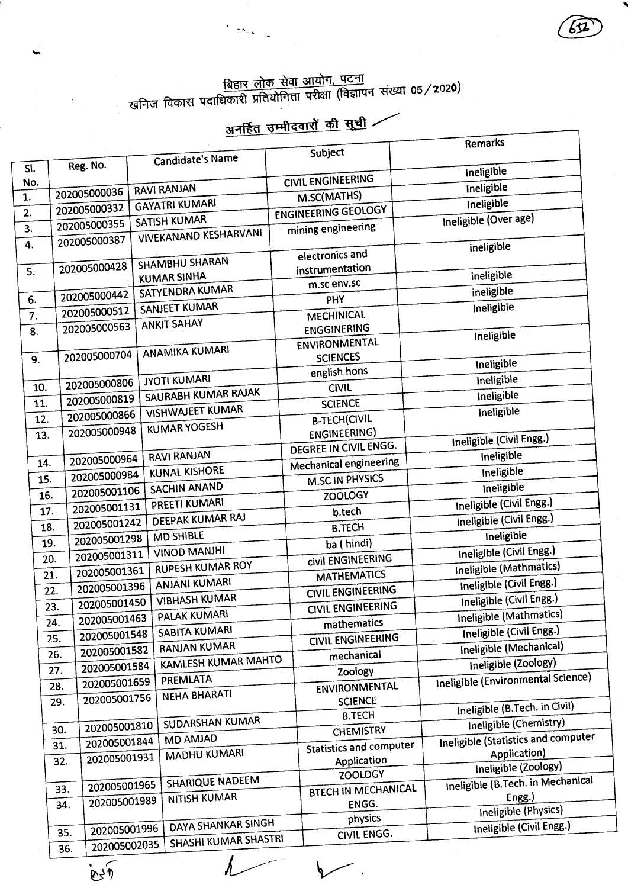# बिहार लोक सेवा आयोग, पटना

## खनिज विकास पदाधिकारी प्रतियोगिता परीक्षा (विज्ञापन संख्या 05/2020)

### अनर्हित उम्मीदवारों की सूची

| Sl. No. | Reg. No. | Candidate's Name | Subject | Remarks |
|---|---|---|---|---|
| 1. | 202005000036 | RAVI RANJAN | CIVIL ENGINEERING | Ineligible |
| 2. | 202005000332 | GAYATRI KUMARI | M.SC(MATHS) | Ineligible |
| 3. | 202005000355 | SATISH KUMAR | ENGINEERING GEOLOGY | Ineligible |
| 4. | 202005000387 | VIVEKANAND KESHARVANI | mining engineering | Ineligible (Over age) |
| 5. | 202005000428 | SHAMBHU SHARAN KUMAR SINHA | electronics and instrumentation | ineligible |
| 6. | 202005000442 | SATYENDRA KUMAR | m.sc env.sc | ineligible |
| 7. | 202005000512 | SANJEET KUMAR | PHY | ineligible |
| 8. | 202005000563 | ANKIT SAHAY | MECHINICAL ENGGINERING | Ineligible |
| 9. | 202005000704 | ANAMIKA KUMARI | ENVIRONMENTAL SCIENCES | Ineligible |
| 10. | 202005000806 | JYOTI KUMARI | english hons | Ineligible |
| 11. | 202005000819 | SAURABH KUMAR RAJAK | CIVIL | Ineligible |
| 12. | 202005000866 | VISHWAJEET KUMAR | SCIENCE | Ineligible |
| 13. | 202005000948 | KUMAR YOGESH | B-TECH(CIVIL ENGINEERING) | Ineligible |
| 14. | 202005000964 | RAVI RANJAN | DEGREE IN CIVIL ENGG. | Ineligible (Civil Engg.) |
| 15. | 202005000984 | KUNAL KISHORE | Mechanical engineering | Ineligible |
| 16. | 202005001106 | SACHIN ANAND | M.SC IN PHYSICS | Ineligible |
| 17. | 202005001131 | PREETI KUMARI | ZOOLOGY | Ineligible |
| 18. | 202005001242 | DEEPAK KUMAR RAJ | b.tech | Ineligible (Civil Engg.) |
| 19. | 202005001298 | MD SHIBLE | B.TECH | Ineligible (Civil Engg.) |
| 20. | 202005001311 | VINOD MANJHI | ba ( hindi) | Ineligible |
| 21. | 202005001361 | RUPESH KUMAR ROY | civil ENGINEERING | Ineligible (Civil Engg.) |
| 22. | 202005001396 | ANJANI KUMARI | MATHEMATICS | Ineligible (Mathmatics) |
| 23. | 202005001450 | VIBHASH KUMAR | CIVIL ENGINEERING | Ineligible (Civil Engg.) |
| 24. | 202005001463 | PALAK KUMARI | CIVIL ENGINEERING | Ineligible (Civil Engg.) |
| 25. | 202005001548 | SABITA KUMARI | mathematics | Ineligible (Mathmatics) |
| 26. | 202005001582 | RANJAN KUMAR | CIVIL ENGINEERING | Ineligible (Civil Engg.) |
| 27. | 202005001584 | KAMLESH KUMAR MAHTO | mechanical | Ineligible (Mechanical) |
| 28. | 202005001659 | PREMLATA | Zoology | Ineligible (Zoology) |
| 29. | 202005001756 | NEHA BHARATI | ENVIRONMENTAL SCIENCE | Ineligible (Environmental Science) |
| 30. | 202005001810 | SUDARSHAN KUMAR | B.TECH | Ineligible (B.Tech. in Civil) |
| 31. | 202005001844 | MD AMJAD | CHEMISTRY | Ineligible (Chemistry) |
| 32. | 202005001931 | MADHU KUMARI | Statistics and computer Application | Ineligible (Statistics and computer Application) |
| 33. | 202005001965 | SHARIQUE NADEEM | ZOOLOGY | Ineligible (Zoology) |
| 34. | 202005001989 | NITISH KUMAR | BTECH IN MECHANICAL ENGG. | Ineligible (B.Tech. in Mechanical Engg.) |
| 35. | 202005001996 | DAYA SHANKAR SINGH | physics | Ineligible (Physics) |
| 36. | 202005002035 | SHASHI KUMAR SHASTRI | CIVIL ENGG. | Ineligible (Civil Engg.) |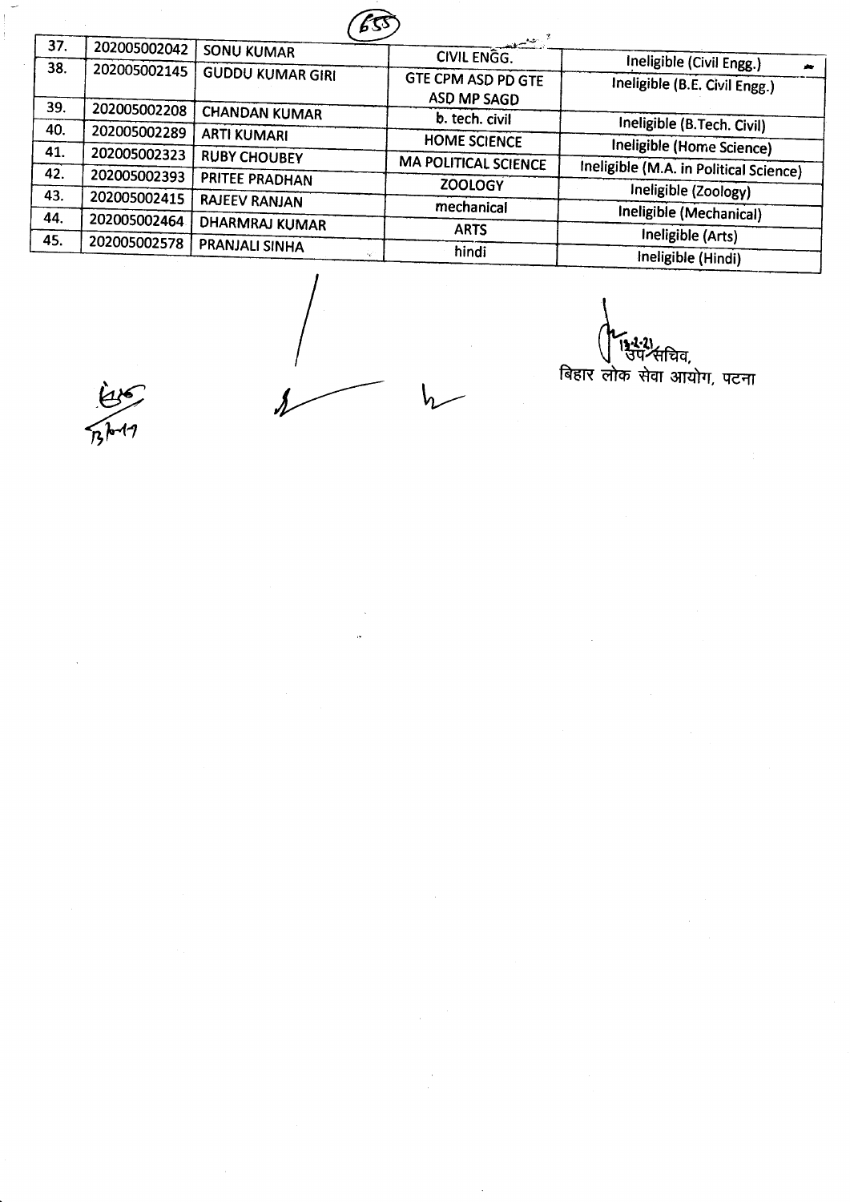| | | | | |
|---|---|---|---|---|
| 37. | 202005002042 | SONU KUMAR | CIVIL ENGG. | Ineligible (Civil Engg.) |
| 38. | 202005002145 | GUDDU KUMAR GIRI | GTE CPM ASD PD GTE ASD MP SAGD | Ineligible (B.E. Civil Engg.) |
| 39. | 202005002208 | CHANDAN KUMAR | b. tech. civil | Ineligible (B.Tech. Civil) |
| 40. | 202005002289 | ARTI KUMARI | HOME SCIENCE | Ineligible (Home Science) |
| 41. | 202005002323 | RUBY CHOUBEY | MA POLITICAL SCIENCE | Ineligible (M.A. in Political Science) |
| 42. | 202005002393 | PRITEE PRADHAN | ZOOLOGY | Ineligible (Zoology) |
| 43. | 202005002415 | RAJEEV RANJAN | mechanical | Ineligible (Mechanical) |
| 44. | 202005002464 | DHARMRAJ KUMAR | ARTS | Ineligible (Arts) |
| 45. | 202005002578 | PRANJALI SINHA | hindi | Ineligible (Hindi) |

13.1.21
उप सचिव,
बिहार लोक सेवा आयोग, पटना